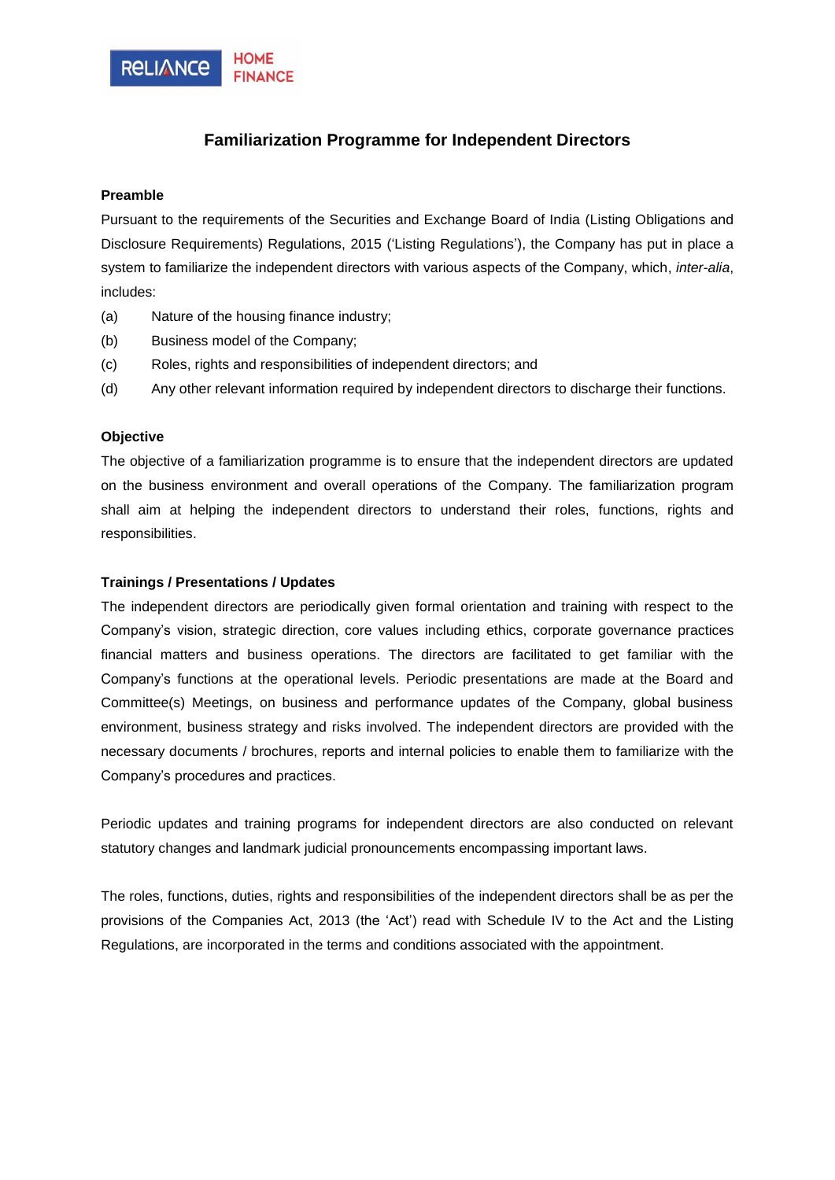RELIANCE HOME FINANCE

# Familiarization Programme for Independent Directors

## Preamble

Pursuant to the requirements of the Securities and Exchange Board of India (Listing Obligations and Disclosure Requirements) Regulations, 2015 ('Listing Regulations'), the Company has put in place a system to familiarize the independent directors with various aspects of the Company, which, *inter-alia*, includes:

(a) Nature of the housing finance industry;

(b) Business model of the Company;

(c) Roles, rights and responsibilities of independent directors; and

(d) Any other relevant information required by independent directors to discharge their functions.

## Objective

The objective of a familiarization programme is to ensure that the independent directors are updated on the business environment and overall operations of the Company. The familiarization program shall aim at helping the independent directors to understand their roles, functions, rights and responsibilities.

## Trainings / Presentations / Updates

The independent directors are periodically given formal orientation and training with respect to the Company's vision, strategic direction, core values including ethics, corporate governance practices financial matters and business operations. The directors are facilitated to get familiar with the Company's functions at the operational levels. Periodic presentations are made at the Board and Committee(s) Meetings, on business and performance updates of the Company, global business environment, business strategy and risks involved. The independent directors are provided with the necessary documents / brochures, reports and internal policies to enable them to familiarize with the Company's procedures and practices.

Periodic updates and training programs for independent directors are also conducted on relevant statutory changes and landmark judicial pronouncements encompassing important laws.

The roles, functions, duties, rights and responsibilities of the independent directors shall be as per the provisions of the Companies Act, 2013 (the 'Act') read with Schedule IV to the Act and the Listing Regulations, are incorporated in the terms and conditions associated with the appointment.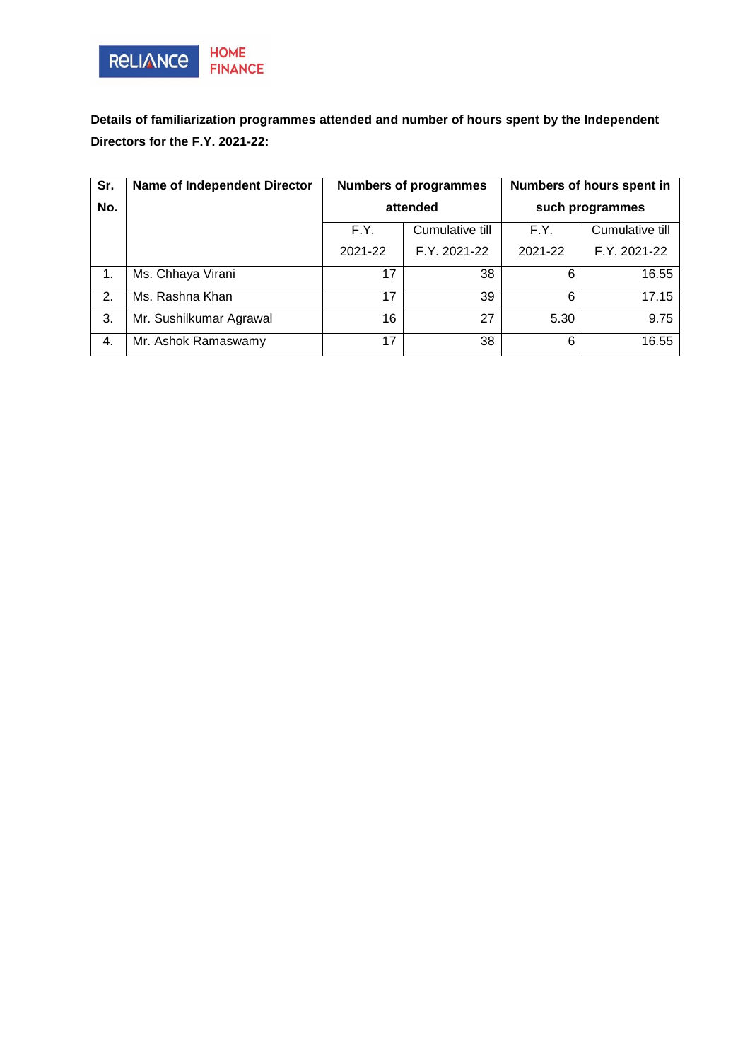**Details of familiarization programmes attended and number of hours spent by the Independent Directors for the F.Y. 2021-22:**

| Sr. No. | Name of Independent Director | Numbers of programmes attended | | Numbers of hours spent in such programmes | |
|---|---|---|---|---|---|
| | | F.Y. 2021-22 | Cumulative till F.Y. 2021-22 | F.Y. 2021-22 | Cumulative till F.Y. 2021-22 |
| 1. | Ms. Chhaya Virani | 17 | 38 | 6 | 16.55 |
| 2. | Ms. Rashna Khan | 17 | 39 | 6 | 17.15 |
| 3. | Mr. Sushilkumar Agrawal | 16 | 27 | 5.30 | 9.75 |
| 4. | Mr. Ashok Ramaswamy | 17 | 38 | 6 | 16.55 |